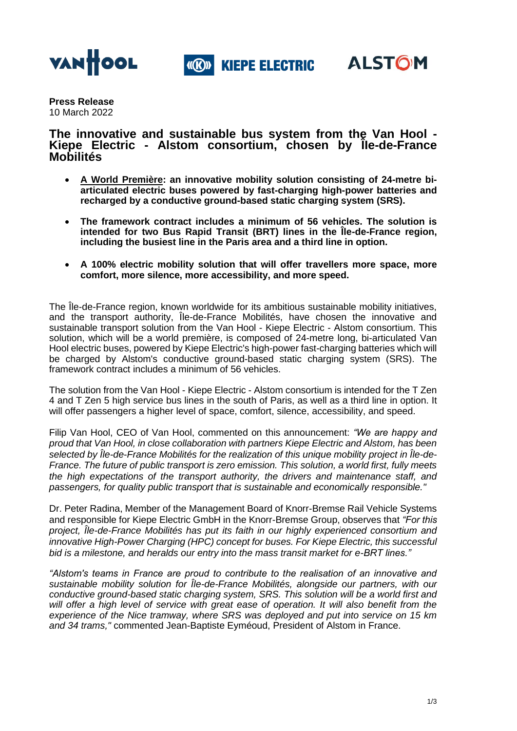**Press Release**
10 March 2022

# The innovative and sustainable bus system from the Van Hool - Kiepe Electric - Alstom consortium, chosen by Île-de-France Mobilités

- **A World Première: an innovative mobility solution consisting of 24-metre bi-articulated electric buses powered by fast-charging high-power batteries and recharged by a conductive ground-based static charging system (SRS).**

- **The framework contract includes a minimum of 56 vehicles. The solution is intended for two Bus Rapid Transit (BRT) lines in the Île-de-France region, including the busiest line in the Paris area and a third line in option.**

- **A 100% electric mobility solution that will offer travellers more space, more comfort, more silence, more accessibility, and more speed.**

The Île-de-France region, known worldwide for its ambitious sustainable mobility initiatives, and the transport authority, Île-de-France Mobilités, have chosen the innovative and sustainable transport solution from the Van Hool - Kiepe Electric - Alstom consortium. This solution, which will be a world première, is composed of 24-metre long, bi-articulated Van Hool electric buses, powered by Kiepe Electric's high-power fast-charging batteries which will be charged by Alstom's conductive ground-based static charging system (SRS). The framework contract includes a minimum of 56 vehicles.

The solution from the Van Hool - Kiepe Electric - Alstom consortium is intended for the T Zen 4 and T Zen 5 high service bus lines in the south of Paris, as well as a third line in option. It will offer passengers a higher level of space, comfort, silence, accessibility, and speed.

Filip Van Hool, CEO of Van Hool, commented on this announcement: *"We are happy and proud that Van Hool, in close collaboration with partners Kiepe Electric and Alstom, has been selected by Île-de-France Mobilités for the realization of this unique mobility project in Île-de-France. The future of public transport is zero emission. This solution, a world first, fully meets the high expectations of the transport authority, the drivers and maintenance staff, and passengers, for quality public transport that is sustainable and economically responsible."*

Dr. Peter Radina, Member of the Management Board of Knorr-Bremse Rail Vehicle Systems and responsible for Kiepe Electric GmbH in the Knorr-Bremse Group, observes that *"For this project, Île-de-France Mobilités has put its faith in our highly experienced consortium and innovative High-Power Charging (HPC) concept for buses. For Kiepe Electric, this successful bid is a milestone, and heralds our entry into the mass transit market for e-BRT lines."*

*"Alstom's teams in France are proud to contribute to the realisation of an innovative and sustainable mobility solution for Île-de-France Mobilités, alongside our partners, with our conductive ground-based static charging system, SRS. This solution will be a world first and will offer a high level of service with great ease of operation. It will also benefit from the experience of the Nice tramway, where SRS was deployed and put into service on 15 km and 34 trams,"* commented Jean-Baptiste Eyméoud, President of Alstom in France.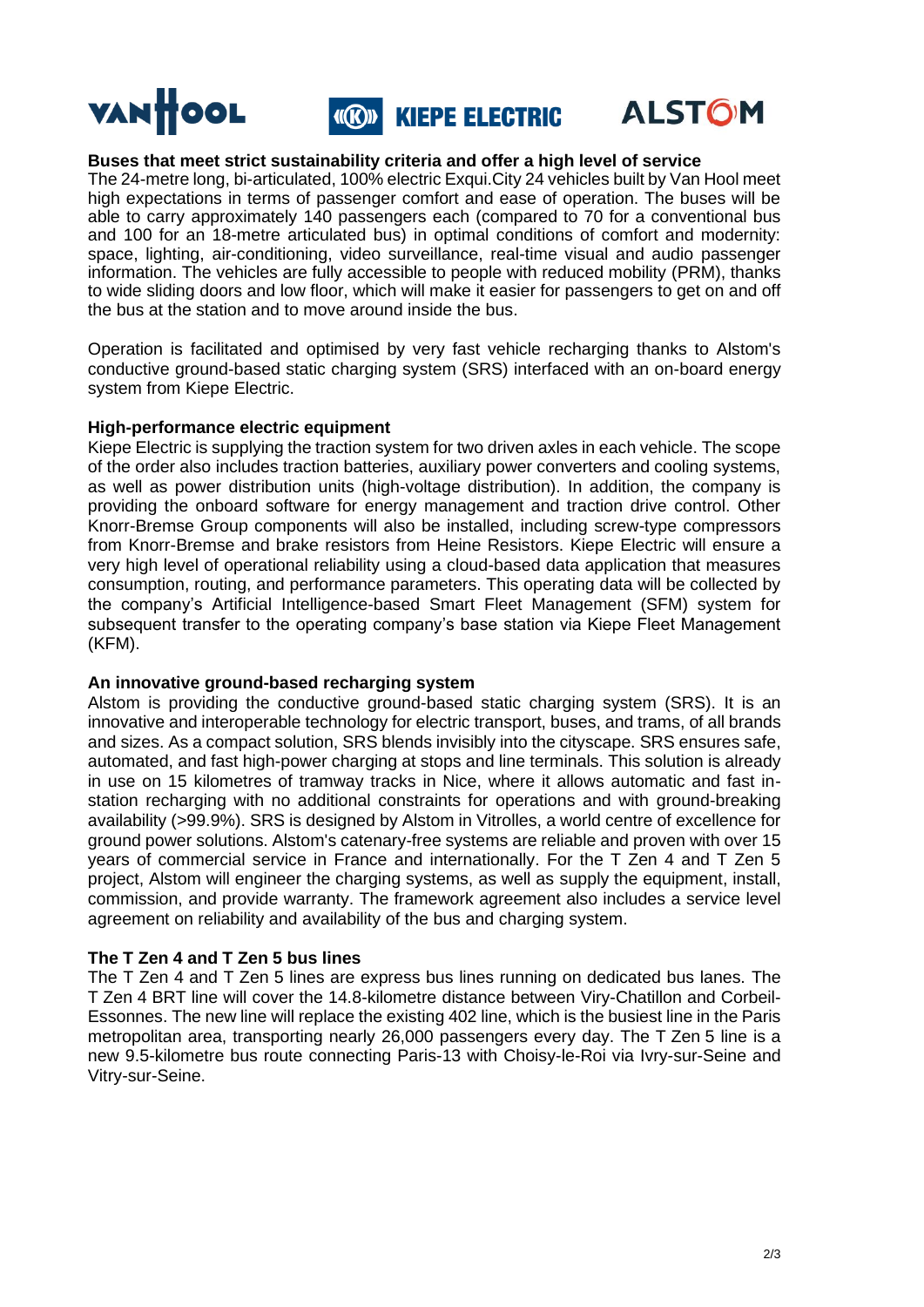### Buses that meet strict sustainability criteria and offer a high level of service

The 24-metre long, bi-articulated, 100% electric Exqui.City 24 vehicles built by Van Hool meet high expectations in terms of passenger comfort and ease of operation. The buses will be able to carry approximately 140 passengers each (compared to 70 for a conventional bus and 100 for an 18-metre articulated bus) in optimal conditions of comfort and modernity: space, lighting, air-conditioning, video surveillance, real-time visual and audio passenger information. The vehicles are fully accessible to people with reduced mobility (PRM), thanks to wide sliding doors and low floor, which will make it easier for passengers to get on and off the bus at the station and to move around inside the bus.

Operation is facilitated and optimised by very fast vehicle recharging thanks to Alstom's conductive ground-based static charging system (SRS) interfaced with an on-board energy system from Kiepe Electric.

### High-performance electric equipment

Kiepe Electric is supplying the traction system for two driven axles in each vehicle. The scope of the order also includes traction batteries, auxiliary power converters and cooling systems, as well as power distribution units (high-voltage distribution). In addition, the company is providing the onboard software for energy management and traction drive control. Other Knorr-Bremse Group components will also be installed, including screw-type compressors from Knorr-Bremse and brake resistors from Heine Resistors. Kiepe Electric will ensure a very high level of operational reliability using a cloud-based data application that measures consumption, routing, and performance parameters. This operating data will be collected by the company's Artificial Intelligence-based Smart Fleet Management (SFM) system for subsequent transfer to the operating company's base station via Kiepe Fleet Management (KFM).

### An innovative ground-based recharging system

Alstom is providing the conductive ground-based static charging system (SRS). It is an innovative and interoperable technology for electric transport, buses, and trams, of all brands and sizes. As a compact solution, SRS blends invisibly into the cityscape. SRS ensures safe, automated, and fast high-power charging at stops and line terminals. This solution is already in use on 15 kilometres of tramway tracks in Nice, where it allows automatic and fast in-station recharging with no additional constraints for operations and with ground-breaking availability (>99.9%). SRS is designed by Alstom in Vitrolles, a world centre of excellence for ground power solutions. Alstom's catenary-free systems are reliable and proven with over 15 years of commercial service in France and internationally. For the T Zen 4 and T Zen 5 project, Alstom will engineer the charging systems, as well as supply the equipment, install, commission, and provide warranty. The framework agreement also includes a service level agreement on reliability and availability of the bus and charging system.

### The T Zen 4 and T Zen 5 bus lines

The T Zen 4 and T Zen 5 lines are express bus lines running on dedicated bus lanes. The T Zen 4 BRT line will cover the 14.8-kilometre distance between Viry-Chatillon and Corbeil-Essonnes. The new line will replace the existing 402 line, which is the busiest line in the Paris metropolitan area, transporting nearly 26,000 passengers every day. The T Zen 5 line is a new 9.5-kilometre bus route connecting Paris-13 with Choisy-le-Roi via Ivry-sur-Seine and Vitry-sur-Seine.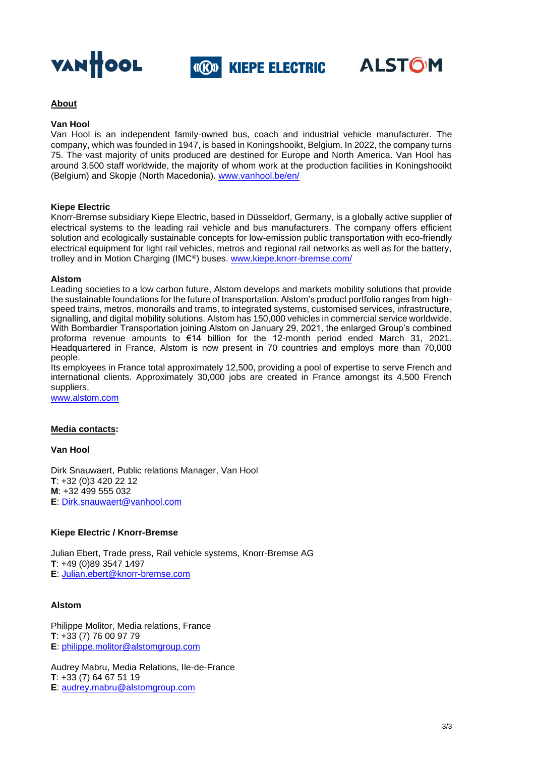**About**

**Van Hool**

Van Hool is an independent family-owned bus, coach and industrial vehicle manufacturer. The company, which was founded in 1947, is based in Koningshooikt, Belgium. In 2022, the company turns 75. The vast majority of units produced are destined for Europe and North America. Van Hool has around 3.500 staff worldwide, the majority of whom work at the production facilities in Koningshooikt (Belgium) and Skopje (North Macedonia). www.vanhool.be/en/

**Kiepe Electric**

Knorr-Bremse subsidiary Kiepe Electric, based in Düsseldorf, Germany, is a globally active supplier of electrical systems to the leading rail vehicle and bus manufacturers. The company offers efficient solution and ecologically sustainable concepts for low-emission public transportation with eco-friendly electrical equipment for light rail vehicles, metros and regional rail networks as well as for the battery, trolley and in Motion Charging (IMC®) buses. www.kiepe.knorr-bremse.com/

**Alstom**

Leading societies to a low carbon future, Alstom develops and markets mobility solutions that provide the sustainable foundations for the future of transportation. Alstom's product portfolio ranges from high-speed trains, metros, monorails and trams, to integrated systems, customised services, infrastructure, signalling, and digital mobility solutions. Alstom has 150,000 vehicles in commercial service worldwide. With Bombardier Transportation joining Alstom on January 29, 2021, the enlarged Group's combined proforma revenue amounts to €14 billion for the 12-month period ended March 31, 2021. Headquartered in France, Alstom is now present in 70 countries and employs more than 70,000 people.

Its employees in France total approximately 12,500, providing a pool of expertise to serve French and international clients. Approximately 30,000 jobs are created in France amongst its 4,500 French suppliers.

www.alstom.com

**Media contacts:**

**Van Hool**

Dirk Snauwaert, Public relations Manager, Van Hool
**T**: +32 (0)3 420 22 12
**M**: +32 499 555 032
**E**: Dirk.snauwaert@vanhool.com

**Kiepe Electric / Knorr-Bremse**

Julian Ebert, Trade press, Rail vehicle systems, Knorr-Bremse AG
**T**: +49 (0)89 3547 1497
**E**: Julian.ebert@knorr-bremse.com

**Alstom**

Philippe Molitor, Media relations, France
**T**: +33 (7) 76 00 97 79
**E**: philippe.molitor@alstomgroup.com

Audrey Mabru, Media Relations, Ile-de-France
**T**: +33 (7) 64 67 51 19
**E**: audrey.mabru@alstomgroup.com